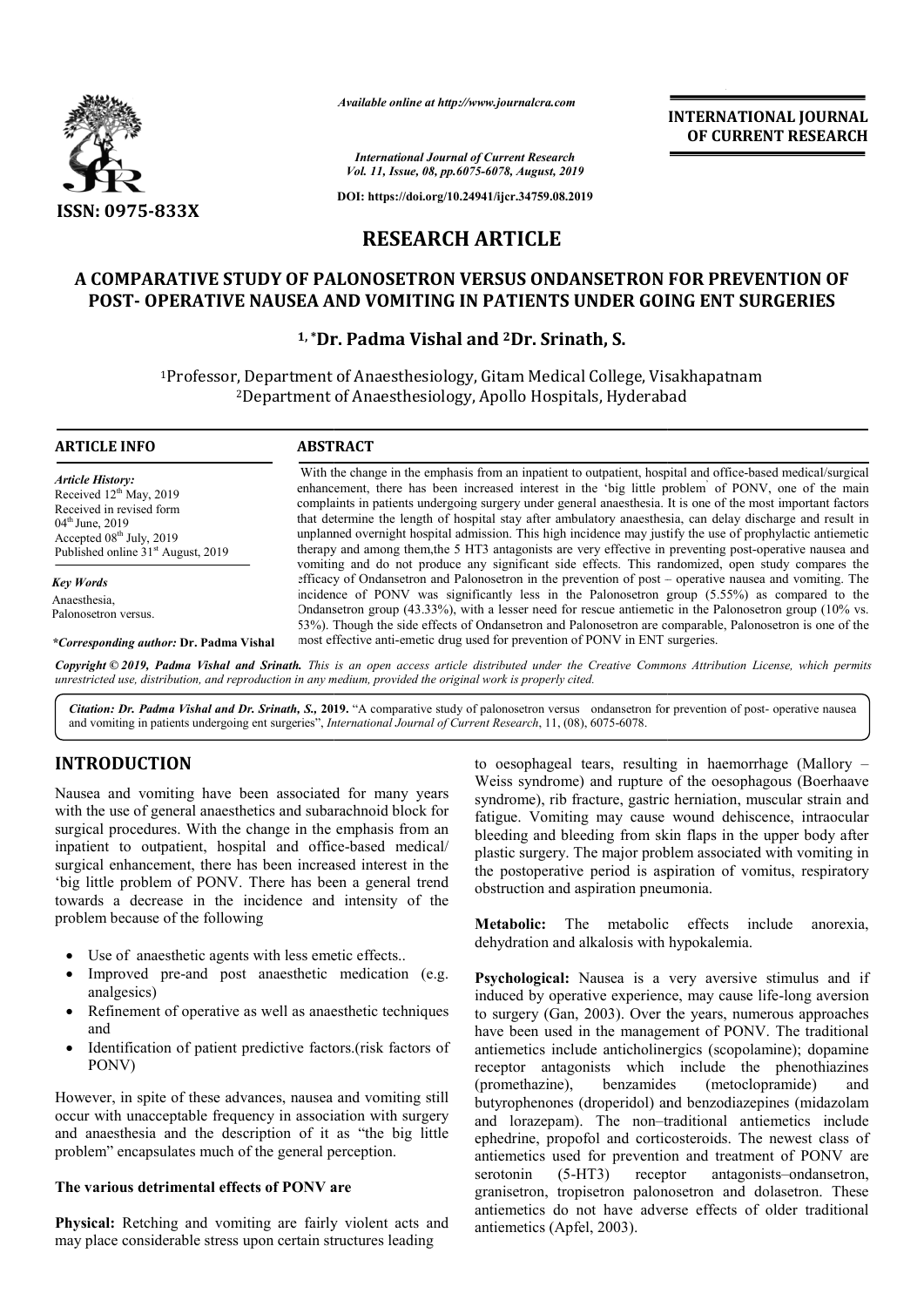*Available online at http://www.journalcra.com*

*International Journal of Current Research*
*Vol. 11, Issue, 08, pp.6075-6078, August, 2019*

**DOI: https://doi.org/10.24941/ijcr.34759.08.2019**

**INTERNATIONAL JOURNAL OF CURRENT RESEARCH**

**ISSN: 0975-833X**

# RESEARCH ARTICLE

# A COMPARATIVE STUDY OF PALONOSETRON VERSUS ONDANSETRON FOR PREVENTION OF POST- OPERATIVE NAUSEA AND VOMITING IN PATIENTS UNDER GOING ENT SURGERIES

**[1,*]Dr. Padma Vishal and [2]Dr. Srinath, S.**

[1]Professor, Department of Anaesthesiology, Gitam Medical College, Visakhapatnam
[2]Department of Anaesthesiology, Apollo Hospitals, Hyderabad

**ARTICLE INFO**

*Article History:*
Received 12th May, 2019
Received in revised form
04th June, 2019
Accepted 08th July, 2019
Published online 31st August, 2019

*Key Words*
Anaesthesia,
Palonosetron versus.

***Corresponding author:* Dr. Padma Vishal**

**ABSTRACT**

With the change in the emphasis from an inpatient to outpatient, hospital and office-based medical/surgical enhancement, there has been increased interest in the 'big little problem' of PONV, one of the main complaints in patients undergoing surgery under general anaesthesia. It is one of the most important factors that determine the length of hospital stay after ambulatory anaesthesia, can delay discharge and result in unplanned overnight hospital admission. This high incidence may justify the use of prophylactic antiemetic therapy and among them,the 5 HT3 antagonists are very effective in preventing post-operative nausea and vomiting and do not produce any significant side effects. This randomized, open study compares the efficacy of Ondansetron and Palonosetron in the prevention of post – operative nausea and vomiting. The incidence of PONV was significantly less in the Palonosetron group (5.55%) as compared to the Ondansetron group (43.33%), with a lesser need for rescue antiemetic in the Palonosetron group (10% vs. 53%). Though the side effects of Ondansetron and Palonosetron are comparable, Palonosetron is one of the most effective anti-emetic drug used for prevention of PONV in ENT surgeries.

***Copyright © 2019, Padma Vishal and Srinath.*** *This is an open access article distributed under the Creative Commons Attribution License, which permits unrestricted use, distribution, and reproduction in any medium, provided the original work is properly cited.*

***Citation: Dr. Padma Vishal and Dr. Srinath, S., 2019.*** "A comparative study of palonosetron versus ondansetron for prevention of post- operative nausea and vomiting in patients undergoing ent surgeries", *International Journal of Current Research*, 11, (08), 6075-6078.

## INTRODUCTION

Nausea and vomiting have been associated for many years with the use of general anaesthetics and subarachnoid block for surgical procedures. With the change in the emphasis from an inpatient to outpatient, hospital and office-based medical/ surgical enhancement, there has been increased interest in the 'big little problem of PONV. There has been a general trend towards a decrease in the incidence and intensity of the problem because of the following

- Use of anaesthetic agents with less emetic effects..
- Improved pre-and post anaesthetic medication (e.g. analgesics)
- Refinement of operative as well as anaesthetic techniques and
- Identification of patient predictive factors.(risk factors of PONV)

However, in spite of these advances, nausea and vomiting still occur with unacceptable frequency in association with surgery and anaesthesia and the description of it as "the big little problem" encapsulates much of the general perception.

### The various detrimental effects of PONV are

**Physical:** Retching and vomiting are fairly violent acts and may place considerable stress upon certain structures leading to oesophageal tears, resulting in haemorrhage (Mallory – Weiss syndrome) and rupture of the oesophagous (Boerhaave syndrome), rib fracture, gastric herniation, muscular strain and fatigue. Vomiting may cause wound dehiscence, intraocular bleeding and bleeding from skin flaps in the upper body after plastic surgery. The major problem associated with vomiting in the postoperative period is aspiration of vomitus, respiratory obstruction and aspiration pneumonia.

**Metabolic:** The metabolic effects include anorexia, dehydration and alkalosis with hypokalemia.

**Psychological:** Nausea is a very aversive stimulus and if induced by operative experience, may cause life-long aversion to surgery (Gan, 2003). Over the years, numerous approaches have been used in the management of PONV. The traditional antiemetics include anticholinergics (scopolamine); dopamine receptor antagonists which include the phenothiazines (promethazine), benzamides (metoclopramide) and butyrophenones (droperidol) and benzodiazepines (midazolam and lorazepam). The non–traditional antiemetics include ephedrine, propofol and corticosteroids. The newest class of antiemetics used for prevention and treatment of PONV are serotonin (5-HT3) receptor antagonists–ondansetron, granisetron, tropisetron palonosetron and dolasetron. These antiemetics do not have adverse effects of older traditional antiemetics (Apfel, 2003).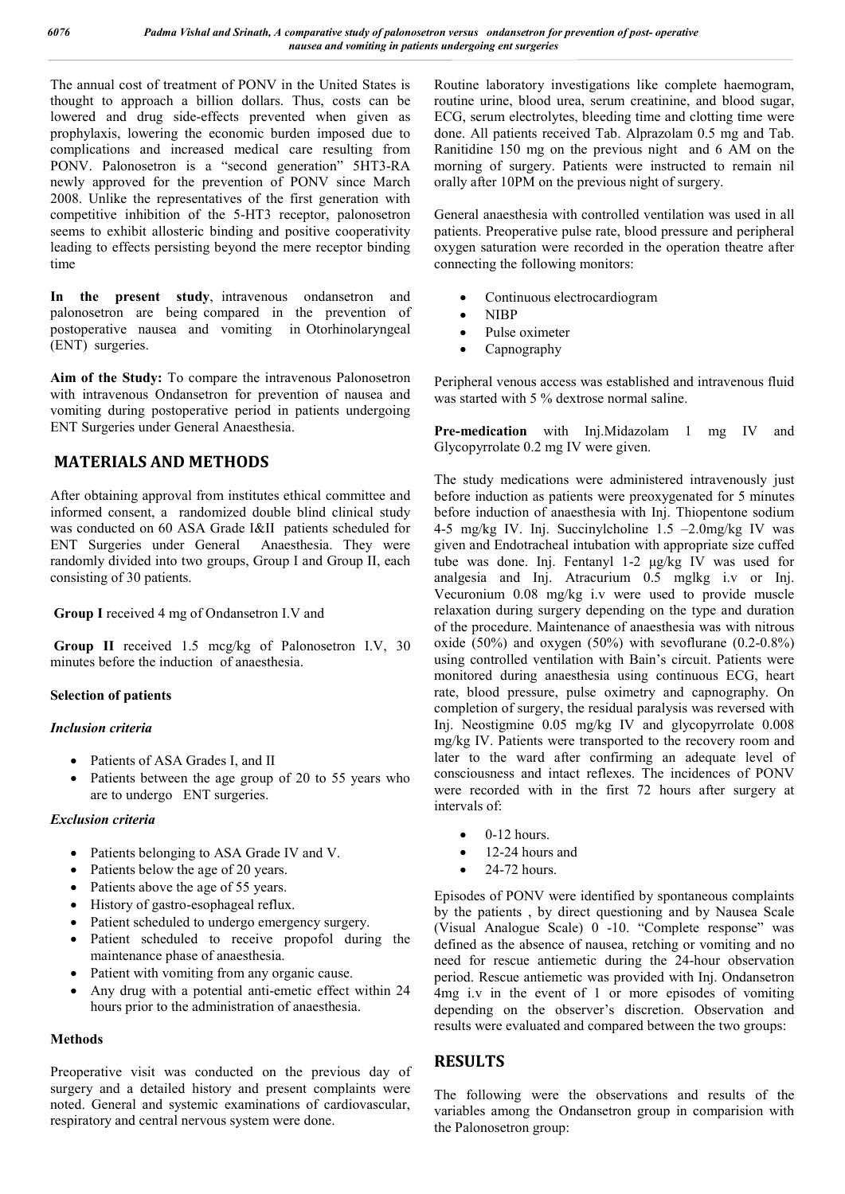The annual cost of treatment of PONV in the United States is thought to approach a billion dollars. Thus, costs can be lowered and drug side-effects prevented when given as prophylaxis, lowering the economic burden imposed due to complications and increased medical care resulting from PONV. Palonosetron is a "second generation" 5HT3-RA newly approved for the prevention of PONV since March 2008. Unlike the representatives of the first generation with competitive inhibition of the 5-HT3 receptor, palonosetron seems to exhibit allosteric binding and positive cooperativity leading to effects persisting beyond the mere receptor binding time

**In the present study**, intravenous ondansetron and palonosetron are being compared in the prevention of postoperative nausea and vomiting in Otorhinolaryngeal (ENT) surgeries.

**Aim of the Study:** To compare the intravenous Palonosetron with intravenous Ondansetron for prevention of nausea and vomiting during postoperative period in patients undergoing ENT Surgeries under General Anaesthesia.

## MATERIALS AND METHODS

After obtaining approval from institutes ethical committee and informed consent, a randomized double blind clinical study was conducted on 60 ASA Grade I&II patients scheduled for ENT Surgeries under General Anaesthesia. They were randomly divided into two groups, Group I and Group II, each consisting of 30 patients.

**Group I** received 4 mg of Ondansetron I.V and

**Group II** received 1.5 mcg/kg of Palonosetron I.V, 30 minutes before the induction of anaesthesia.

### Selection of patients

#### *Inclusion criteria*

- Patients of ASA Grades I, and II
- Patients between the age group of 20 to 55 years who are to undergo ENT surgeries.

#### *Exclusion criteria*

- Patients belonging to ASA Grade IV and V.
- Patients below the age of 20 years.
- Patients above the age of 55 years.
- History of gastro-esophageal reflux.
- Patient scheduled to undergo emergency surgery.
- Patient scheduled to receive propofol during the maintenance phase of anaesthesia.
- Patient with vomiting from any organic cause.
- Any drug with a potential anti-emetic effect within 24 hours prior to the administration of anaesthesia.

### Methods

Preoperative visit was conducted on the previous day of surgery and a detailed history and present complaints were noted. General and systemic examinations of cardiovascular, respiratory and central nervous system were done.

Routine laboratory investigations like complete haemogram, routine urine, blood urea, serum creatinine, and blood sugar, ECG, serum electrolytes, bleeding time and clotting time were done. All patients received Tab. Alprazolam 0.5 mg and Tab. Ranitidine 150 mg on the previous night and 6 AM on the morning of surgery. Patients were instructed to remain nil orally after 10PM on the previous night of surgery.

General anaesthesia with controlled ventilation was used in all patients. Preoperative pulse rate, blood pressure and peripheral oxygen saturation were recorded in the operation theatre after connecting the following monitors:

- Continuous electrocardiogram
- NIBP
- Pulse oximeter
- Capnography

Peripheral venous access was established and intravenous fluid was started with 5 % dextrose normal saline.

**Pre-medication** with Inj.Midazolam 1 mg IV and Glycopyrrolate 0.2 mg IV were given.

The study medications were administered intravenously just before induction as patients were preoxygenated for 5 minutes before induction of anaesthesia with Inj. Thiopentone sodium 4-5 mg/kg IV. Inj. Succinylcholine 1.5 –2.0mg/kg IV was given and Endotracheal intubation with appropriate size cuffed tube was done. Inj. Fentanyl 1-2 μg/kg IV was used for analgesia and Inj. Atracurium 0.5 mglkg i.v or Inj. Vecuronium 0.08 mg/kg i.v were used to provide muscle relaxation during surgery depending on the type and duration of the procedure. Maintenance of anaesthesia was with nitrous oxide (50%) and oxygen (50%) with sevoflurane (0.2-0.8%) using controlled ventilation with Bain's circuit. Patients were monitored during anaesthesia using continuous ECG, heart rate, blood pressure, pulse oximetry and capnography. On completion of surgery, the residual paralysis was reversed with Inj. Neostigmine 0.05 mg/kg IV and glycopyrrolate 0.008 mg/kg IV. Patients were transported to the recovery room and later to the ward after confirming an adequate level of consciousness and intact reflexes. The incidences of PONV were recorded with in the first 72 hours after surgery at intervals of:

- 0-12 hours.
- 12-24 hours and
- 24-72 hours.

Episodes of PONV were identified by spontaneous complaints by the patients , by direct questioning and by Nausea Scale (Visual Analogue Scale) 0 -10. "Complete response" was defined as the absence of nausea, retching or vomiting and no need for rescue antiemetic during the 24-hour observation period. Rescue antiemetic was provided with Inj. Ondansetron 4mg i.v in the event of 1 or more episodes of vomiting depending on the observer's discretion. Observation and results were evaluated and compared between the two groups:

## RESULTS

The following were the observations and results of the variables among the Ondansetron group in comparision with the Palonosetron group: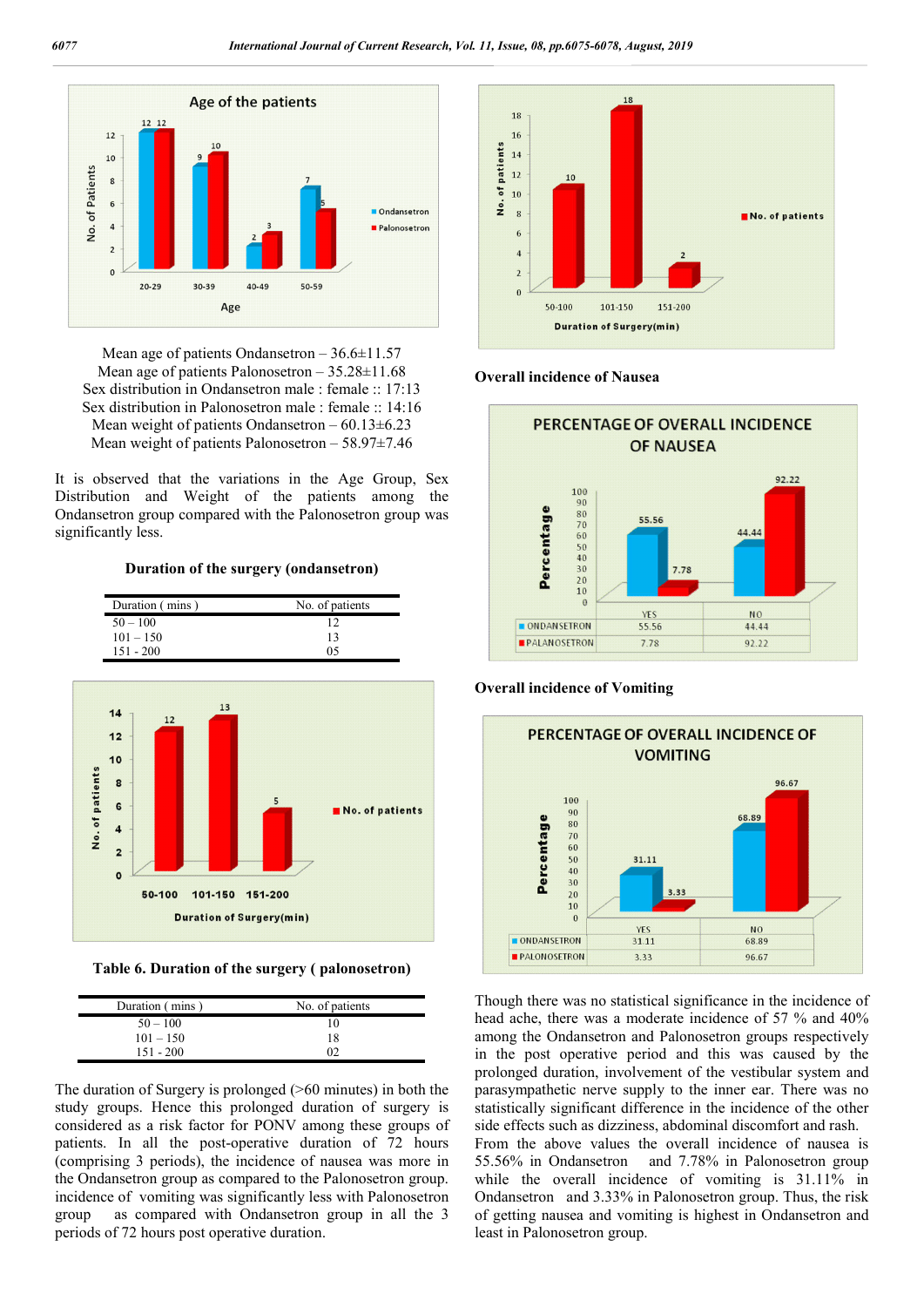Age of the patients

No. of Patients

12 12
10
9
7
5
3
2

12
10
8
6
4
2
0

20-29 30-39 40-49 50-59

Age

Ondansetron
Palonosetron

Mean age of patients Ondansetron – 36.6±11.57
Mean age of patients Palonosetron – 35.28±11.68
Sex distribution in Ondansetron male : female :: 17:13
Sex distribution in Palonosetron male : female :: 14:16
Mean weight of patients Ondansetron – 60.13±6.23
Mean weight of patients Palonosetron – 58.97±7.46

It is observed that the variations in the Age Group, Sex Distribution and Weight of the patients among the Ondansetron group compared with the Palonosetron group was significantly less.

### Duration of the surgery (ondansetron)

| Duration ( mins ) | No. of patients |
|---|---|
| 50 – 100 | 12 |
| 101 – 150 | 13 |
| 151 - 200 | 05 |

No. of patients

14
12
10
8
6
4
2
0

12
13
5

50-100 101-150 151-200

Duration of Surgery(min)

No. of patients

### Table 6. Duration of the surgery ( palonosetron)

| Duration ( mins ) | No. of patients |
|---|---|
| 50 – 100 | 10 |
| 101 – 150 | 18 |
| 151 - 200 | 02 |

The duration of Surgery is prolonged (>60 minutes) in both the study groups. Hence this prolonged duration of surgery is considered as a risk factor for PONV among these groups of patients. In all the post-operative duration of 72 hours (comprising 3 periods), the incidence of nausea was more in the Ondansetron group as compared to the Palonosetron group. incidence of vomiting was significantly less with Palonosetron group as compared with Ondansetron group in all the 3 periods of 72 hours post operative duration.

No. of patients

18
16
14
12
10
8
6
4
2
0

10
18
2

50-100 101-150 151-200

Duration of Surgery(min)

No. of patients

### Overall incidence of Nausea

PERCENTAGE OF OVERALL INCIDENCE OF NAUSEA

Percentage

100
90
80
70
60
50
40
30
20
10
0

55.56
7.78
44.44
92.22

YES NO

ONDANSETRON 55.56 44.44
PALANOSETRON 7.78 92.22

### Overall incidence of Vomiting

PERCENTAGE OF OVERALL INCIDENCE OF VOMITING

Percentage

100
90
80
70
60
50
40
30
20
10
0

31.11
3.33
68.89
96.67

YES NO

ONDANSETRON 31.11 68.89
PALONOSETRON 3.33 96.67

Though there was no statistical significance in the incidence of head ache, there was a moderate incidence of 57 % and 40% among the Ondansetron and Palonosetron groups respectively in the post operative period and this was caused by the prolonged duration, involvement of the vestibular system and parasympathetic nerve supply to the inner ear. There was no statistically significant difference in the incidence of the other side effects such as dizziness, abdominal discomfort and rash. From the above values the overall incidence of nausea is 55.56% in Ondansetron and 7.78% in Palonosetron group while the overall incidence of vomiting is 31.11% in Ondansetron and 3.33% in Palonosetron group. Thus, the risk of getting nausea and vomiting is highest in Ondansetron and least in Palonosetron group.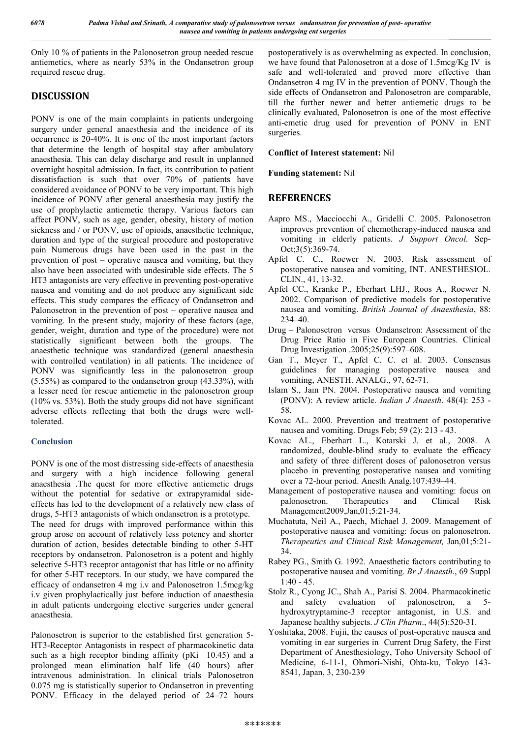Only 10 % of patients in the Palonosetron group needed rescue antiemetics, where as nearly 53% in the Ondansetron group required rescue drug.

## DISCUSSION

PONV is one of the main complaints in patients undergoing surgery under general anaesthesia and the incidence of its occurrence is 20-40%. It is one of the most important factors that determine the length of hospital stay after ambulatory anaesthesia. This can delay discharge and result in unplanned overnight hospital admission. In fact, its contribution to patient dissatisfaction is such that over 70% of patients have considered avoidance of PONV to be very important. This high incidence of PONV after general anaesthesia may justify the use of prophylactic antiemetic therapy. Various factors can affect PONV, such as age, gender, obesity, history of motion sickness and / or PONV, use of opioids, anaesthetic technique, duration and type of the surgical procedure and postoperative pain Numerous drugs have been used in the past in the prevention of post – operative nausea and vomiting, but they also have been associated with undesirable side effects. The 5 HT3 antagonists are very effective in preventing post-operative nausea and vomiting and do not produce any significant side effects. This study compares the efficacy of Ondansetron and Palonosetron in the prevention of post – operative nausea and vomiting. In the present study, majority of these factors (age, gender, weight, duration and type of the procedure) were not statistically significant between both the groups. The anaesthetic technique was standardized (general anaesthesia with controlled ventilation) in all patients. The incidence of PONV was significantly less in the palonosetron group (5.55%) as compared to the ondansetron group (43.33%), with a lesser need for rescue antiemetic in the palonosetron group (10% vs. 53%). Both the study groups did not have significant adverse effects reflecting that both the drugs were well-tolerated.

### Conclusion

PONV is one of the most distressing side-effects of anaesthesia and surgery with a high incidence following general anaesthesia .The quest for more effective antiemetic drugs without the potential for sedative or extrapyramidal side-effects has led to the development of a relatively new class of drugs, 5-HT3 antagonists of which ondansetron is a prototype.
The need for drugs with improved performance within this group arose on account of relatively less potency and shorter duration of action, besides detectable binding to other 5-HT receptors by ondansetron. Palonosetron is a potent and highly selective 5-HT3 receptor antagonist that has little or no affinity for other 5-HT receptors. In our study, we have compared the efficacy of ondansetron 4 mg i.v and Palonosetron 1.5mcg/kg i.v given prophylactically just before induction of anaesthesia in adult patients undergoing elective surgeries under general anaesthesia.

Palonosetron is superior to the established first generation 5-HT3-Receptor Antagonists in respect of pharmacokinetic data such as a high receptor binding affinity (pKi 10.45) and a prolonged mean elimination half life (40 hours) after intravenous administration. In clinical trials Palonosetron 0.075 mg is statistically superior to Ondansetron in preventing PONV. Efficacy in the delayed period of 24–72 hours postoperatively is as overwhelming as expected. In conclusion, we have found that Palonosetron at a dose of 1.5mcg/Kg IV is safe and well-tolerated and proved more effective than Ondansetron 4 mg IV in the prevention of PONV. Though the side effects of Ondansetron and Palonosetron are comparable, till the further newer and better antiemetic drugs to be clinically evaluated, Palonosetron is one of the most effective anti-emetic drug used for prevention of PONV in ENT surgeries.

**Conflict of Interest statement:** Nil

**Funding statement:** Nil

## REFERENCES

Aapro MS., Macciocchi A., Gridelli C. 2005. Palonosetron improves prevention of chemotherapy-induced nausea and vomiting in elderly patients. *J Support Oncol*. Sep-Oct;3(5):369-74.

Apfel C. C., Roewer N. 2003. Risk assessment of postoperative nausea and vomiting, INT. ANESTHESIOL. CLIN., 41, 13-32.

Apfel CC., Kranke P., Eberhart LHJ., Roos A., Roewer N. 2002. Comparison of predictive models for postoperative nausea and vomiting. *British Journal of Anaesthesia*, 88: 234–40.

Drug – Palonosetron versus Ondansetron: Assessment of the Drug Price Ratio in Five European Countries. Clinical Drug Investigation .2005;25(9):597–608.

Gan T., Meyer T., Apfel C. C. et al. 2003. Consensus guidelines for managing postoperative nausea and vomiting, ANESTH. ANALG., 97, 62-71.

Islam S., Jain PN. 2004. Postoperative nausea and vomiting (PONV): A review article. *Indian J Anaesth*. 48(4): 253 - 58.

Kovac AL. 2000. Prevention and treatment of postoperative nausea and vomiting. Drugs Feb; 59 (2): 213 - 43.

Kovac AL., Eberhart L., Kotarski J. et al., 2008. A randomized, double-blind study to evaluate the efficacy and safety of three different doses of palonosetron versus placebo in preventing postoperative nausea and vomiting over a 72-hour period. Anesth Analg.107:439–44.

Management of postoperative nausea and vomiting: focus on palonosetron. Therapeutics and Clinical Risk Management2009,Jan,01;5:21-34.

Muchatuta, Neil A., Paech, Michael J. 2009. Management of postoperative nausea and vomiting: focus on palonosetron. *Therapeutics and Clinical Risk Management,* Jan,01;5:21-34.

Rabey PG., Smith G. 1992. Anaesthetic factors contributing to postoperative nausea and vomiting. *Br J Anaesth*., 69 Suppl 1:40 - 45.

Stolz R., Cyong JC., Shah A., Parisi S. 2004. Pharmacokinetic and safety evaluation of palonosetron, a 5-hydroxytryptamine-3 receptor antagonist, in U.S. and Japanese healthy subjects. *J Clin Pharm*., 44(5):520-31.

Yoshitaka, 2008. Fujii, the causes of post-operative nausea and vomiting in ear surgeries in Current Drug Safety, the First Department of Anesthesiology, Toho University School of Medicine, 6-11-1, Ohmori-Nishi, Ohta-ku, Tokyo 143-8541, Japan, 3, 230-239

\*\*\*\*\*\*\*